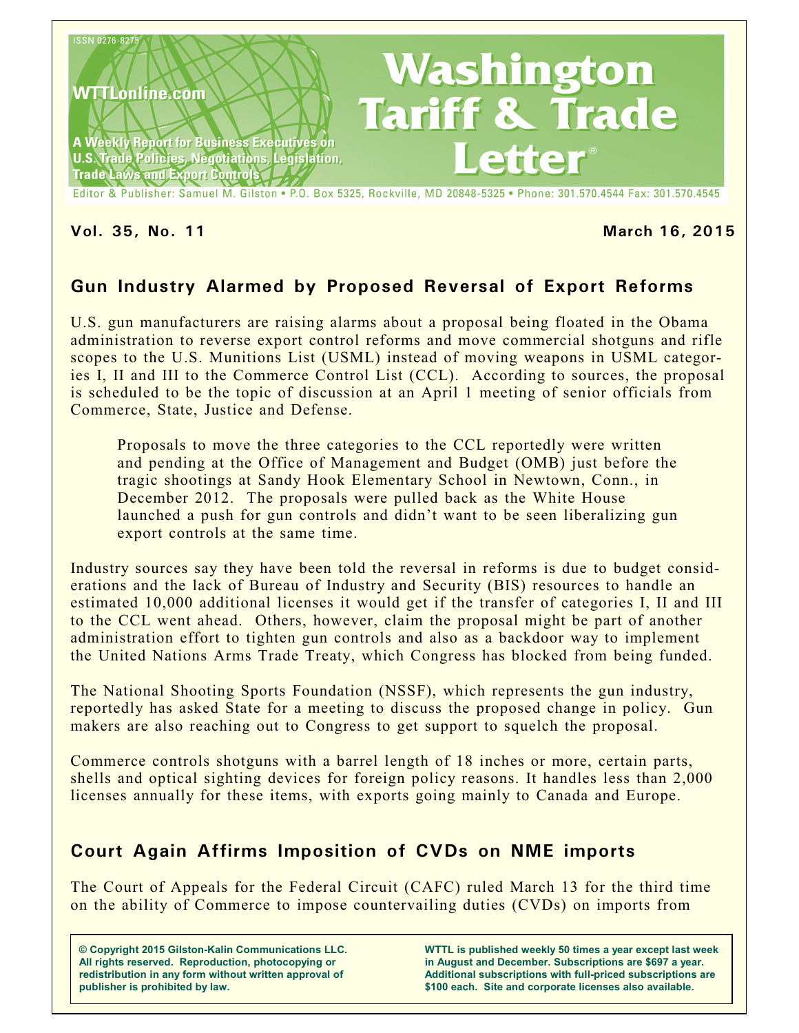# Washington Tariff & Trade Letter®

ISSN 0276-8275

WTTLonline.com

A Weekly Report for Business Executives on U.S. Trade Policies, Negotiations, Legislation, Trade Laws and Export Controls

Editor & Publisher: Samuel M. Gilston • P.O. Box 5325, Rockville, MD 20848-5325 • Phone: 301.570.4544 Fax: 301.570.4545

**Vol. 35, No. 11** **March 16, 2015**

## Gun Industry Alarmed by Proposed Reversal of Export Reforms

U.S. gun manufacturers are raising alarms about a proposal being floated in the Obama administration to reverse export control reforms and move commercial shotguns and rifle scopes to the U.S. Munitions List (USML) instead of moving weapons in USML categories I, II and III to the Commerce Control List (CCL). According to sources, the proposal is scheduled to be the topic of discussion at an April 1 meeting of senior officials from Commerce, State, Justice and Defense.

> Proposals to move the three categories to the CCL reportedly were written and pending at the Office of Management and Budget (OMB) just before the tragic shootings at Sandy Hook Elementary School in Newtown, Conn., in December 2012. The proposals were pulled back as the White House launched a push for gun controls and didn't want to be seen liberalizing gun export controls at the same time.

Industry sources say they have been told the reversal in reforms is due to budget considerations and the lack of Bureau of Industry and Security (BIS) resources to handle an estimated 10,000 additional licenses it would get if the transfer of categories I, II and III to the CCL went ahead. Others, however, claim the proposal might be part of another administration effort to tighten gun controls and also as a backdoor way to implement the United Nations Arms Trade Treaty, which Congress has blocked from being funded.

The National Shooting Sports Foundation (NSSF), which represents the gun industry, reportedly has asked State for a meeting to discuss the proposed change in policy. Gun makers are also reaching out to Congress to get support to squelch the proposal.

Commerce controls shotguns with a barrel length of 18 inches or more, certain parts, shells and optical sighting devices for foreign policy reasons. It handles less than 2,000 licenses annually for these items, with exports going mainly to Canada and Europe.

## Court Again Affirms Imposition of CVDs on NME imports

The Court of Appeals for the Federal Circuit (CAFC) ruled March 13 for the third time on the ability of Commerce to impose countervailing duties (CVDs) on imports from

**© Copyright 2015 Gilston-Kalin Communications LLC. All rights reserved. Reproduction, photocopying or redistribution in any form without written approval of publisher is prohibited by law.**

**WTTL is published weekly 50 times a year except last week in August and December. Subscriptions are $697 a year. Additional subscriptions with full-priced subscriptions are $100 each. Site and corporate licenses also available.**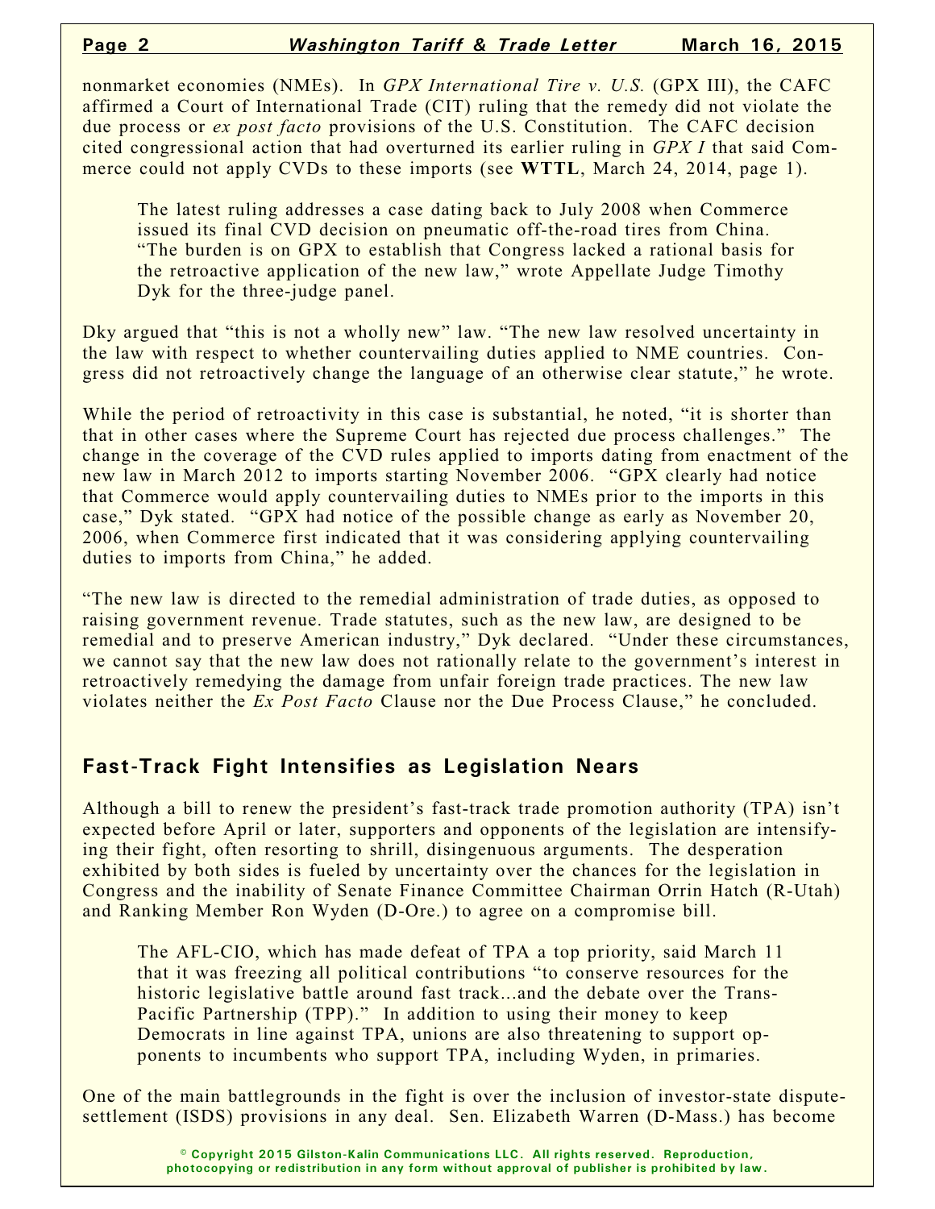nonmarket economies (NMEs). In *GPX International Tire v. U.S.* (GPX III), the CAFC affirmed a Court of International Trade (CIT) ruling that the remedy did not violate the due process or *ex post facto* provisions of the U.S. Constitution. The CAFC decision cited congressional action that had overturned its earlier ruling in *GPX I* that said Commerce could not apply CVDs to these imports (see **WTTL**, March 24, 2014, page 1).

> The latest ruling addresses a case dating back to July 2008 when Commerce issued its final CVD decision on pneumatic off-the-road tires from China. "The burden is on GPX to establish that Congress lacked a rational basis for the retroactive application of the new law," wrote Appellate Judge Timothy Dyk for the three-judge panel.

Dky argued that "this is not a wholly new" law. "The new law resolved uncertainty in the law with respect to whether countervailing duties applied to NME countries. Congress did not retroactively change the language of an otherwise clear statute," he wrote.

While the period of retroactivity in this case is substantial, he noted, "it is shorter than that in other cases where the Supreme Court has rejected due process challenges." The change in the coverage of the CVD rules applied to imports dating from enactment of the new law in March 2012 to imports starting November 2006. "GPX clearly had notice that Commerce would apply countervailing duties to NMEs prior to the imports in this case," Dyk stated. "GPX had notice of the possible change as early as November 20, 2006, when Commerce first indicated that it was considering applying countervailing duties to imports from China," he added.

"The new law is directed to the remedial administration of trade duties, as opposed to raising government revenue. Trade statutes, such as the new law, are designed to be remedial and to preserve American industry," Dyk declared. "Under these circumstances, we cannot say that the new law does not rationally relate to the government's interest in retroactively remedying the damage from unfair foreign trade practices. The new law violates neither the *Ex Post Facto* Clause nor the Due Process Clause," he concluded.

## Fast-Track Fight Intensifies as Legislation Nears

Although a bill to renew the president's fast-track trade promotion authority (TPA) isn't expected before April or later, supporters and opponents of the legislation are intensifying their fight, often resorting to shrill, disingenuous arguments. The desperation exhibited by both sides is fueled by uncertainty over the chances for the legislation in Congress and the inability of Senate Finance Committee Chairman Orrin Hatch (R-Utah) and Ranking Member Ron Wyden (D-Ore.) to agree on a compromise bill.

> The AFL-CIO, which has made defeat of TPA a top priority, said March 11 that it was freezing all political contributions "to conserve resources for the historic legislative battle around fast track...and the debate over the Trans-Pacific Partnership (TPP)." In addition to using their money to keep Democrats in line against TPA, unions are also threatening to support opponents to incumbents who support TPA, including Wyden, in primaries.

One of the main battlegrounds in the fight is over the inclusion of investor-state dispute-settlement (ISDS) provisions in any deal. Sen. Elizabeth Warren (D-Mass.) has become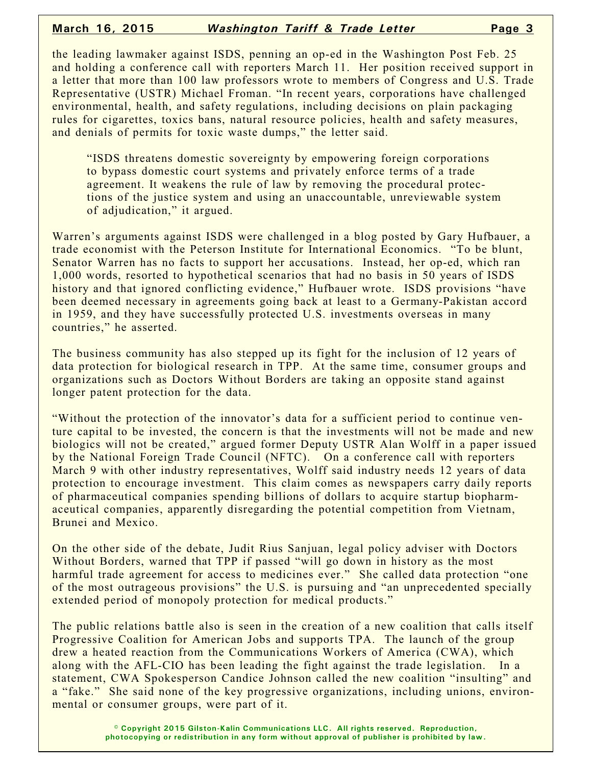the leading lawmaker against ISDS, penning an op-ed in the Washington Post Feb. 25 and holding a conference call with reporters March 11. Her position received support in a letter that more than 100 law professors wrote to members of Congress and U.S. Trade Representative (USTR) Michael Froman. "In recent years, corporations have challenged environmental, health, and safety regulations, including decisions on plain packaging rules for cigarettes, toxics bans, natural resource policies, health and safety measures, and denials of permits for toxic waste dumps," the letter said.

> "ISDS threatens domestic sovereignty by empowering foreign corporations to bypass domestic court systems and privately enforce terms of a trade agreement. It weakens the rule of law by removing the procedural protections of the justice system and using an unaccountable, unreviewable system of adjudication," it argued.

Warren's arguments against ISDS were challenged in a blog posted by Gary Hufbauer, a trade economist with the Peterson Institute for International Economics. "To be blunt, Senator Warren has no facts to support her accusations. Instead, her op-ed, which ran 1,000 words, resorted to hypothetical scenarios that had no basis in 50 years of ISDS history and that ignored conflicting evidence," Hufbauer wrote. ISDS provisions "have been deemed necessary in agreements going back at least to a Germany-Pakistan accord in 1959, and they have successfully protected U.S. investments overseas in many countries," he asserted.

The business community has also stepped up its fight for the inclusion of 12 years of data protection for biological research in TPP. At the same time, consumer groups and organizations such as Doctors Without Borders are taking an opposite stand against longer patent protection for the data.

"Without the protection of the innovator's data for a sufficient period to continue venture capital to be invested, the concern is that the investments will not be made and new biologics will not be created," argued former Deputy USTR Alan Wolff in a paper issued by the National Foreign Trade Council (NFTC). On a conference call with reporters March 9 with other industry representatives, Wolff said industry needs 12 years of data protection to encourage investment. This claim comes as newspapers carry daily reports of pharmaceutical companies spending billions of dollars to acquire startup biopharmaceutical companies, apparently disregarding the potential competition from Vietnam, Brunei and Mexico.

On the other side of the debate, Judit Rius Sanjuan, legal policy adviser with Doctors Without Borders, warned that TPP if passed "will go down in history as the most harmful trade agreement for access to medicines ever." She called data protection "one of the most outrageous provisions" the U.S. is pursuing and "an unprecedented specially extended period of monopoly protection for medical products."

The public relations battle also is seen in the creation of a new coalition that calls itself Progressive Coalition for American Jobs and supports TPA. The launch of the group drew a heated reaction from the Communications Workers of America (CWA), which along with the AFL-CIO has been leading the fight against the trade legislation. In a statement, CWA Spokesperson Candice Johnson called the new coalition "insulting" and a "fake." She said none of the key progressive organizations, including unions, environmental or consumer groups, were part of it.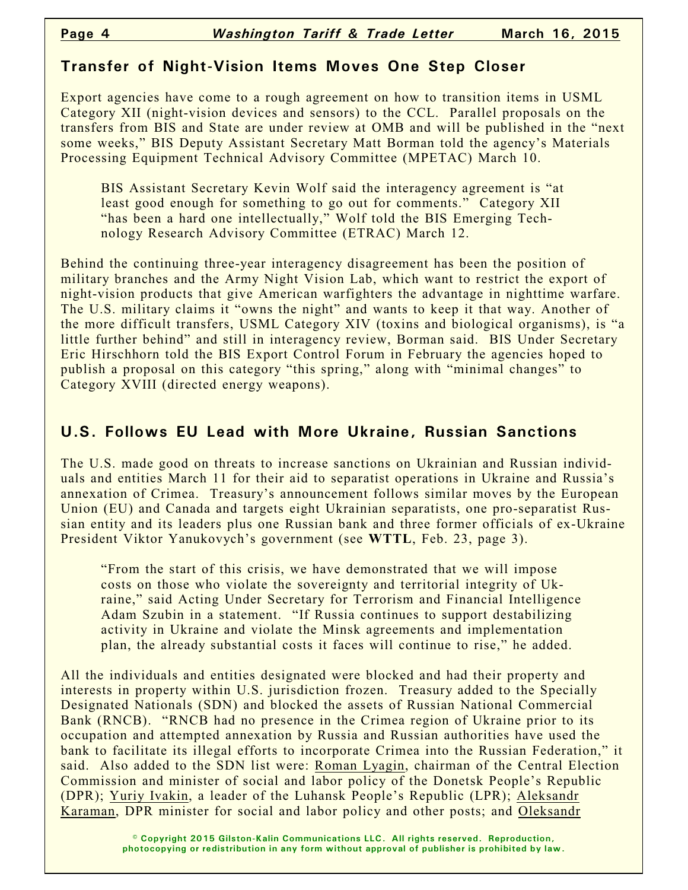## Transfer of Night-Vision Items Moves One Step Closer

Export agencies have come to a rough agreement on how to transition items in USML Category XII (night-vision devices and sensors) to the CCL. Parallel proposals on the transfers from BIS and State are under review at OMB and will be published in the "next some weeks," BIS Deputy Assistant Secretary Matt Borman told the agency's Materials Processing Equipment Technical Advisory Committee (MPETAC) March 10.

> BIS Assistant Secretary Kevin Wolf said the interagency agreement is "at least good enough for something to go out for comments." Category XII "has been a hard one intellectually," Wolf told the BIS Emerging Technology Research Advisory Committee (ETRAC) March 12.

Behind the continuing three-year interagency disagreement has been the position of military branches and the Army Night Vision Lab, which want to restrict the export of night-vision products that give American warfighters the advantage in nighttime warfare. The U.S. military claims it "owns the night" and wants to keep it that way. Another of the more difficult transfers, USML Category XIV (toxins and biological organisms), is "a little further behind" and still in interagency review, Borman said. BIS Under Secretary Eric Hirschhorn told the BIS Export Control Forum in February the agencies hoped to publish a proposal on this category "this spring," along with "minimal changes" to Category XVIII (directed energy weapons).

## U.S. Follows EU Lead with More Ukraine, Russian Sanctions

The U.S. made good on threats to increase sanctions on Ukrainian and Russian individuals and entities March 11 for their aid to separatist operations in Ukraine and Russia's annexation of Crimea. Treasury's announcement follows similar moves by the European Union (EU) and Canada and targets eight Ukrainian separatists, one pro-separatist Russian entity and its leaders plus one Russian bank and three former officials of ex-Ukraine President Viktor Yanukovych's government (see **WTTL**, Feb. 23, page 3).

> "From the start of this crisis, we have demonstrated that we will impose costs on those who violate the sovereignty and territorial integrity of Ukraine," said Acting Under Secretary for Terrorism and Financial Intelligence Adam Szubin in a statement. "If Russia continues to support destabilizing activity in Ukraine and violate the Minsk agreements and implementation plan, the already substantial costs it faces will continue to rise," he added.

All the individuals and entities designated were blocked and had their property and interests in property within U.S. jurisdiction frozen. Treasury added to the Specially Designated Nationals (SDN) and blocked the assets of Russian National Commercial Bank (RNCB). "RNCB had no presence in the Crimea region of Ukraine prior to its occupation and attempted annexation by Russia and Russian authorities have used the bank to facilitate its illegal efforts to incorporate Crimea into the Russian Federation," it said. Also added to the SDN list were: Roman Lyagin, chairman of the Central Election Commission and minister of social and labor policy of the Donetsk People's Republic (DPR); Yuriy Ivakin, a leader of the Luhansk People's Republic (LPR); Aleksandr Karaman, DPR minister for social and labor policy and other posts; and Oleksandr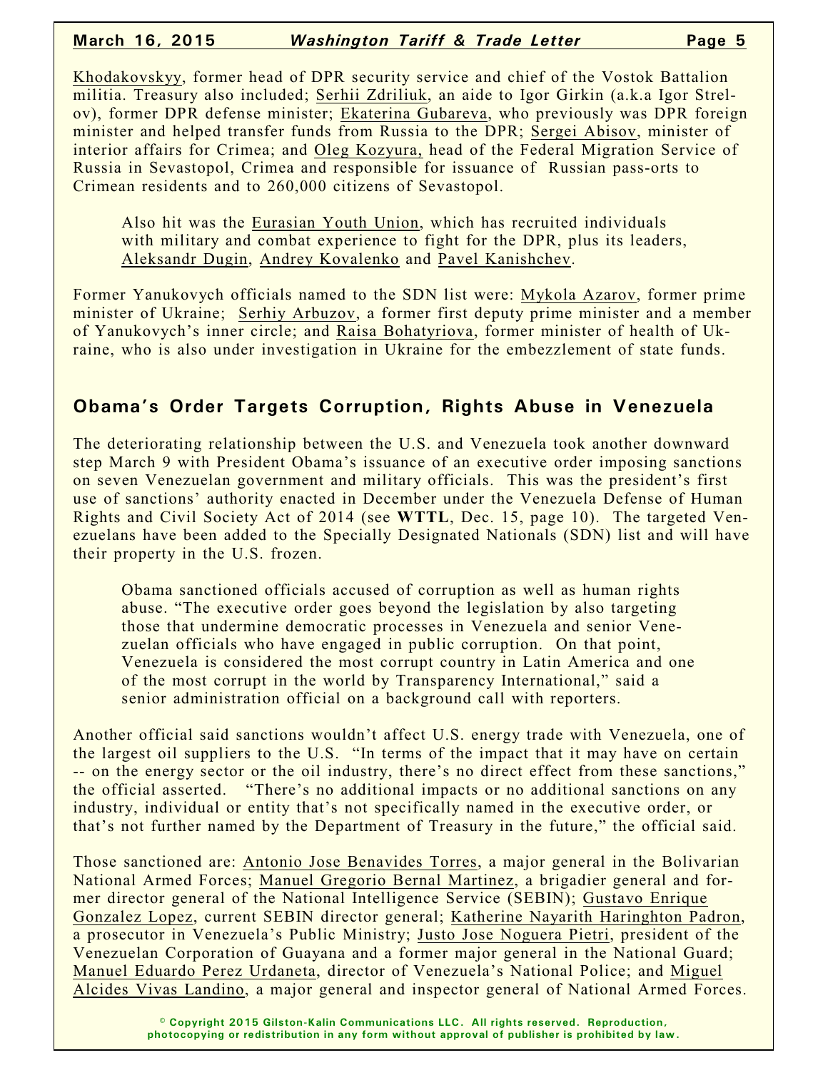Khodakovskyy, former head of DPR security service and chief of the Vostok Battalion militia. Treasury also included; Serhii Zdriliuk, an aide to Igor Girkin (a.k.a Igor Strelov), former DPR defense minister; Ekaterina Gubareva, who previously was DPR foreign minister and helped transfer funds from Russia to the DPR; Sergei Abisov, minister of interior affairs for Crimea; and Oleg Kozyura, head of the Federal Migration Service of Russia in Sevastopol, Crimea and responsible for issuance of Russian pass-orts to Crimean residents and to 260,000 citizens of Sevastopol.

Also hit was the Eurasian Youth Union, which has recruited individuals with military and combat experience to fight for the DPR, plus its leaders, Aleksandr Dugin, Andrey Kovalenko and Pavel Kanishchev.

Former Yanukovych officials named to the SDN list were: Mykola Azarov, former prime minister of Ukraine; Serhiy Arbuzov, a former first deputy prime minister and a member of Yanukovych's inner circle; and Raisa Bohatyriova, former minister of health of Ukraine, who is also under investigation in Ukraine for the embezzlement of state funds.

## Obama's Order Targets Corruption, Rights Abuse in Venezuela

The deteriorating relationship between the U.S. and Venezuela took another downward step March 9 with President Obama's issuance of an executive order imposing sanctions on seven Venezuelan government and military officials. This was the president's first use of sanctions' authority enacted in December under the Venezuela Defense of Human Rights and Civil Society Act of 2014 (see **WTTL**, Dec. 15, page 10). The targeted Venezuelans have been added to the Specially Designated Nationals (SDN) list and will have their property in the U.S. frozen.

Obama sanctioned officials accused of corruption as well as human rights abuse. "The executive order goes beyond the legislation by also targeting those that undermine democratic processes in Venezuela and senior Venezuelan officials who have engaged in public corruption. On that point, Venezuela is considered the most corrupt country in Latin America and one of the most corrupt in the world by Transparency International," said a senior administration official on a background call with reporters.

Another official said sanctions wouldn't affect U.S. energy trade with Venezuela, one of the largest oil suppliers to the U.S. "In terms of the impact that it may have on certain -- on the energy sector or the oil industry, there's no direct effect from these sanctions," the official asserted. "There's no additional impacts or no additional sanctions on any industry, individual or entity that's not specifically named in the executive order, or that's not further named by the Department of Treasury in the future," the official said.

Those sanctioned are: Antonio Jose Benavides Torres, a major general in the Bolivarian National Armed Forces; Manuel Gregorio Bernal Martinez, a brigadier general and former director general of the National Intelligence Service (SEBIN); Gustavo Enrique Gonzalez Lopez, current SEBIN director general; Katherine Nayarith Haringhton Padron, a prosecutor in Venezuela's Public Ministry; Justo Jose Noguera Pietri, president of the Venezuelan Corporation of Guayana and a former major general in the National Guard; Manuel Eduardo Perez Urdaneta, director of Venezuela's National Police; and Miguel Alcides Vivas Landino, a major general and inspector general of National Armed Forces.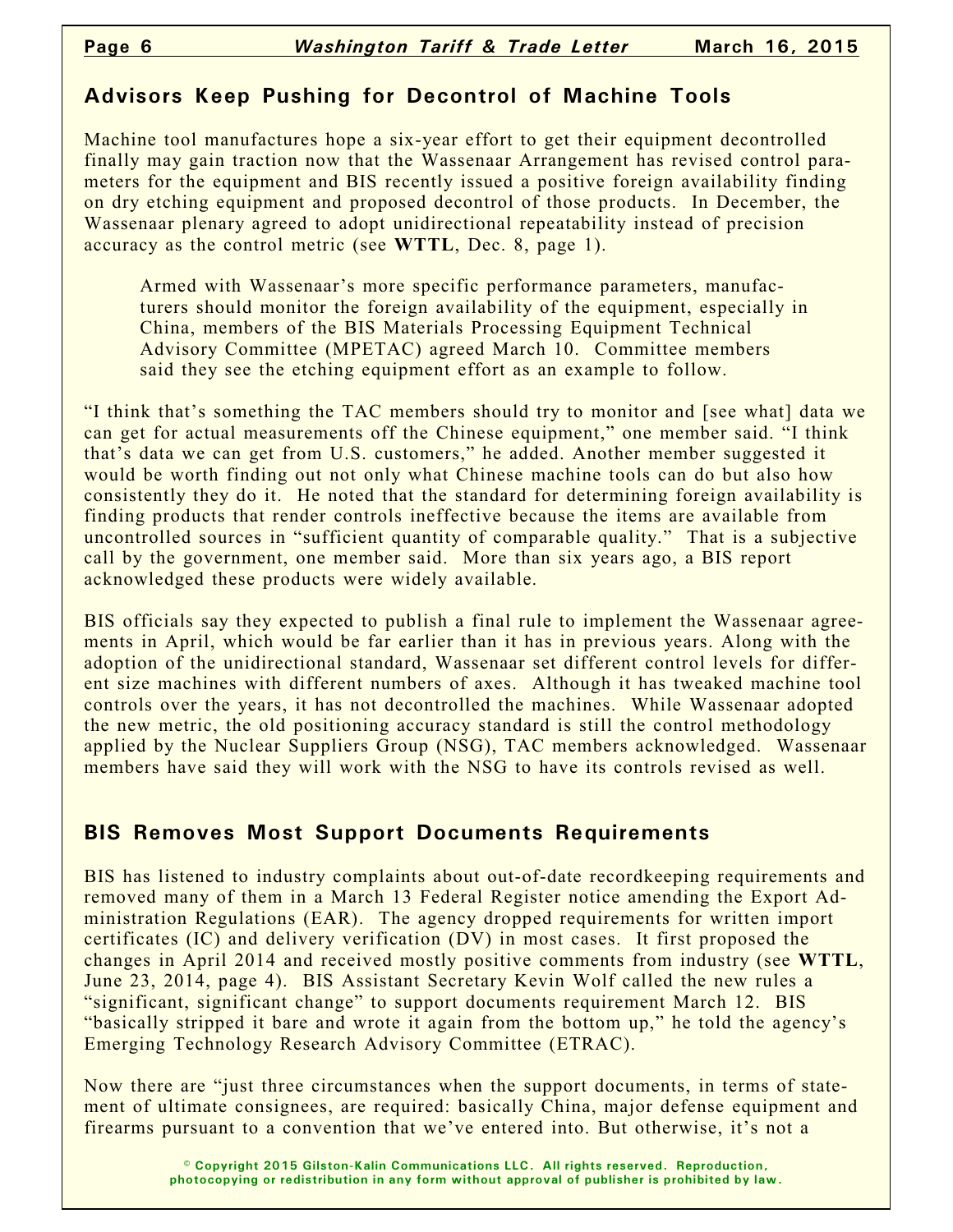## Advisors Keep Pushing for Decontrol of Machine Tools

Machine tool manufactures hope a six-year effort to get their equipment decontrolled finally may gain traction now that the Wassenaar Arrangement has revised control parameters for the equipment and BIS recently issued a positive foreign availability finding on dry etching equipment and proposed decontrol of those products. In December, the Wassenaar plenary agreed to adopt unidirectional repeatability instead of precision accuracy as the control metric (see **WTTL**, Dec. 8, page 1).

> Armed with Wassenaar's more specific performance parameters, manufacturers should monitor the foreign availability of the equipment, especially in China, members of the BIS Materials Processing Equipment Technical Advisory Committee (MPETAC) agreed March 10. Committee members said they see the etching equipment effort as an example to follow.

"I think that's something the TAC members should try to monitor and [see what] data we can get for actual measurements off the Chinese equipment," one member said. "I think that's data we can get from U.S. customers," he added. Another member suggested it would be worth finding out not only what Chinese machine tools can do but also how consistently they do it. He noted that the standard for determining foreign availability is finding products that render controls ineffective because the items are available from uncontrolled sources in "sufficient quantity of comparable quality." That is a subjective call by the government, one member said. More than six years ago, a BIS report acknowledged these products were widely available.

BIS officials say they expected to publish a final rule to implement the Wassenaar agreements in April, which would be far earlier than it has in previous years. Along with the adoption of the unidirectional standard, Wassenaar set different control levels for different size machines with different numbers of axes. Although it has tweaked machine tool controls over the years, it has not decontrolled the machines. While Wassenaar adopted the new metric, the old positioning accuracy standard is still the control methodology applied by the Nuclear Suppliers Group (NSG), TAC members acknowledged. Wassenaar members have said they will work with the NSG to have its controls revised as well.

## BIS Removes Most Support Documents Requirements

BIS has listened to industry complaints about out-of-date recordkeeping requirements and removed many of them in a March 13 Federal Register notice amending the Export Administration Regulations (EAR). The agency dropped requirements for written import certificates (IC) and delivery verification (DV) in most cases. It first proposed the changes in April 2014 and received mostly positive comments from industry (see **WTTL**, June 23, 2014, page 4). BIS Assistant Secretary Kevin Wolf called the new rules a "significant, significant change" to support documents requirement March 12. BIS "basically stripped it bare and wrote it again from the bottom up," he told the agency's Emerging Technology Research Advisory Committee (ETRAC).

Now there are "just three circumstances when the support documents, in terms of statement of ultimate consignees, are required: basically China, major defense equipment and firearms pursuant to a convention that we've entered into. But otherwise, it's not a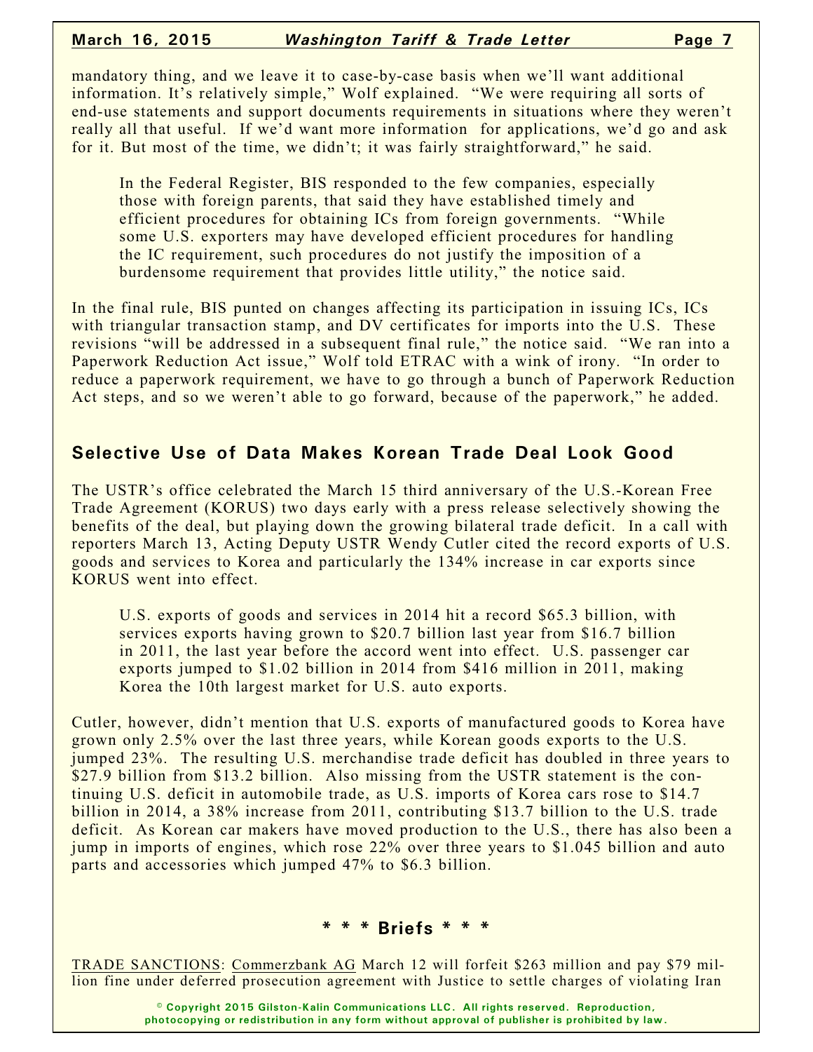mandatory thing, and we leave it to case-by-case basis when we'll want additional information. It's relatively simple," Wolf explained. "We were requiring all sorts of end-use statements and support documents requirements in situations where they weren't really all that useful. If we'd want more information for applications, we'd go and ask for it. But most of the time, we didn't; it was fairly straightforward," he said.

> In the Federal Register, BIS responded to the few companies, especially those with foreign parents, that said they have established timely and efficient procedures for obtaining ICs from foreign governments. "While some U.S. exporters may have developed efficient procedures for handling the IC requirement, such procedures do not justify the imposition of a burdensome requirement that provides little utility," the notice said.

In the final rule, BIS punted on changes affecting its participation in issuing ICs, ICs with triangular transaction stamp, and DV certificates for imports into the U.S. These revisions "will be addressed in a subsequent final rule," the notice said. "We ran into a Paperwork Reduction Act issue," Wolf told ETRAC with a wink of irony. "In order to reduce a paperwork requirement, we have to go through a bunch of Paperwork Reduction Act steps, and so we weren't able to go forward, because of the paperwork," he added.

## Selective Use of Data Makes Korean Trade Deal Look Good

The USTR's office celebrated the March 15 third anniversary of the U.S.-Korean Free Trade Agreement (KORUS) two days early with a press release selectively showing the benefits of the deal, but playing down the growing bilateral trade deficit. In a call with reporters March 13, Acting Deputy USTR Wendy Cutler cited the record exports of U.S. goods and services to Korea and particularly the 134% increase in car exports since KORUS went into effect.

> U.S. exports of goods and services in 2014 hit a record $65.3 billion, with services exports having grown to $20.7 billion last year from $16.7 billion in 2011, the last year before the accord went into effect. U.S. passenger car exports jumped to $1.02 billion in 2014 from $416 million in 2011, making Korea the 10th largest market for U.S. auto exports.

Cutler, however, didn't mention that U.S. exports of manufactured goods to Korea have grown only 2.5% over the last three years, while Korean goods exports to the U.S. jumped 23%. The resulting U.S. merchandise trade deficit has doubled in three years to $27.9 billion from $13.2 billion. Also missing from the USTR statement is the continuing U.S. deficit in automobile trade, as U.S. imports of Korea cars rose to $14.7 billion in 2014, a 38% increase from 2011, contributing $13.7 billion to the U.S. trade deficit. As Korean car makers have moved production to the U.S., there has also been a jump in imports of engines, which rose 22% over three years to $1.045 billion and auto parts and accessories which jumped 47% to $6.3 billion.

### * * * Briefs * * *

TRADE SANCTIONS: Commerzbank AG March 12 will forfeit $263 million and pay $79 million fine under deferred prosecution agreement with Justice to settle charges of violating Iran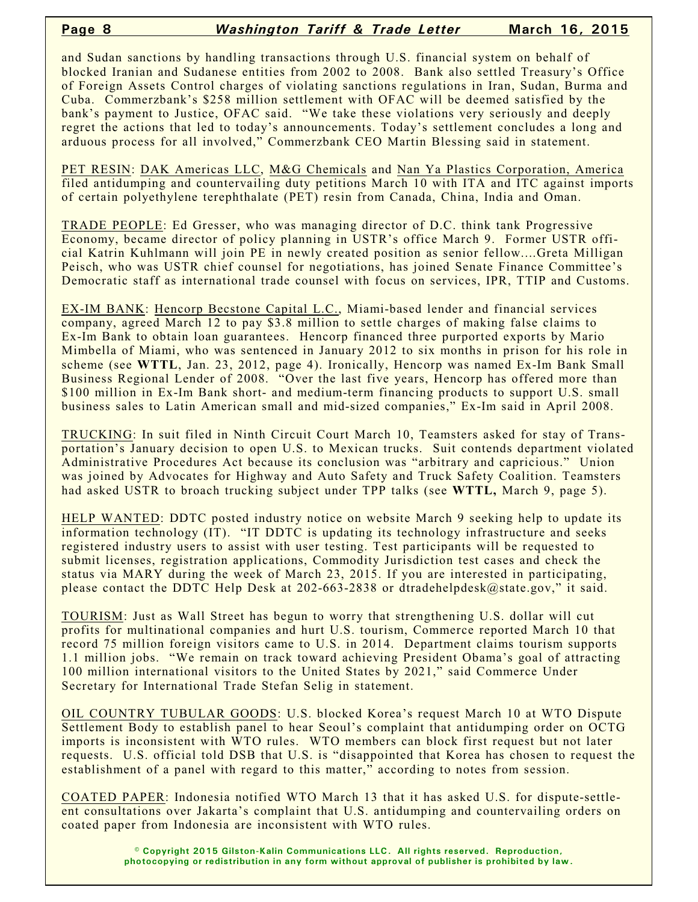and Sudan sanctions by handling transactions through U.S. financial system on behalf of blocked Iranian and Sudanese entities from 2002 to 2008. Bank also settled Treasury's Office of Foreign Assets Control charges of violating sanctions regulations in Iran, Sudan, Burma and Cuba. Commerzbank's $258 million settlement with OFAC will be deemed satisfied by the bank's payment to Justice, OFAC said. "We take these violations very seriously and deeply regret the actions that led to today's announcements. Today's settlement concludes a long and arduous process for all involved," Commerzbank CEO Martin Blessing said in statement.

PET RESIN: DAK Americas LLC, M&G Chemicals and Nan Ya Plastics Corporation, America filed antidumping and countervailing duty petitions March 10 with ITA and ITC against imports of certain polyethylene terephthalate (PET) resin from Canada, China, India and Oman.

TRADE PEOPLE: Ed Gresser, who was managing director of D.C. think tank Progressive Economy, became director of policy planning in USTR's office March 9. Former USTR official Katrin Kuhlmann will join PE in newly created position as senior fellow....Greta Milligan Peisch, who was USTR chief counsel for negotiations, has joined Senate Finance Committee's Democratic staff as international trade counsel with focus on services, IPR, TTIP and Customs.

EX-IM BANK: Hencorp Becstone Capital L.C., Miami-based lender and financial services company, agreed March 12 to pay $3.8 million to settle charges of making false claims to Ex-Im Bank to obtain loan guarantees. Hencorp financed three purported exports by Mario Mimbella of Miami, who was sentenced in January 2012 to six months in prison for his role in scheme (see **WTTL**, Jan. 23, 2012, page 4). Ironically, Hencorp was named Ex-Im Bank Small Business Regional Lender of 2008. "Over the last five years, Hencorp has offered more than $100 million in Ex-Im Bank short- and medium-term financing products to support U.S. small business sales to Latin American small and mid-sized companies," Ex-Im said in April 2008.

TRUCKING: In suit filed in Ninth Circuit Court March 10, Teamsters asked for stay of Transportation's January decision to open U.S. to Mexican trucks. Suit contends department violated Administrative Procedures Act because its conclusion was "arbitrary and capricious." Union was joined by Advocates for Highway and Auto Safety and Truck Safety Coalition. Teamsters had asked USTR to broach trucking subject under TPP talks (see **WTTL,** March 9, page 5).

HELP WANTED: DDTC posted industry notice on website March 9 seeking help to update its information technology (IT). "IT DDTC is updating its technology infrastructure and seeks registered industry users to assist with user testing. Test participants will be requested to submit licenses, registration applications, Commodity Jurisdiction test cases and check the status via MARY during the week of March 23, 2015. If you are interested in participating, please contact the DDTC Help Desk at 202-663-2838 or dtradehelpdesk@state.gov," it said.

TOURISM: Just as Wall Street has begun to worry that strengthening U.S. dollar will cut profits for multinational companies and hurt U.S. tourism, Commerce reported March 10 that record 75 million foreign visitors came to U.S. in 2014. Department claims tourism supports 1.1 million jobs. "We remain on track toward achieving President Obama's goal of attracting 100 million international visitors to the United States by 2021," said Commerce Under Secretary for International Trade Stefan Selig in statement.

OIL COUNTRY TUBULAR GOODS: U.S. blocked Korea's request March 10 at WTO Dispute Settlement Body to establish panel to hear Seoul's complaint that antidumping order on OCTG imports is inconsistent with WTO rules. WTO members can block first request but not later requests. U.S. official told DSB that U.S. is "disappointed that Korea has chosen to request the establishment of a panel with regard to this matter," according to notes from session.

COATED PAPER: Indonesia notified WTO March 13 that it has asked U.S. for dispute-settlement consultations over Jakarta's complaint that U.S. antidumping and countervailing orders on coated paper from Indonesia are inconsistent with WTO rules.

© Copyright 2015 Gilston-Kalin Communications LLC. All rights reserved. Reproduction, photocopying or redistribution in any form without approval of publisher is prohibited by law.